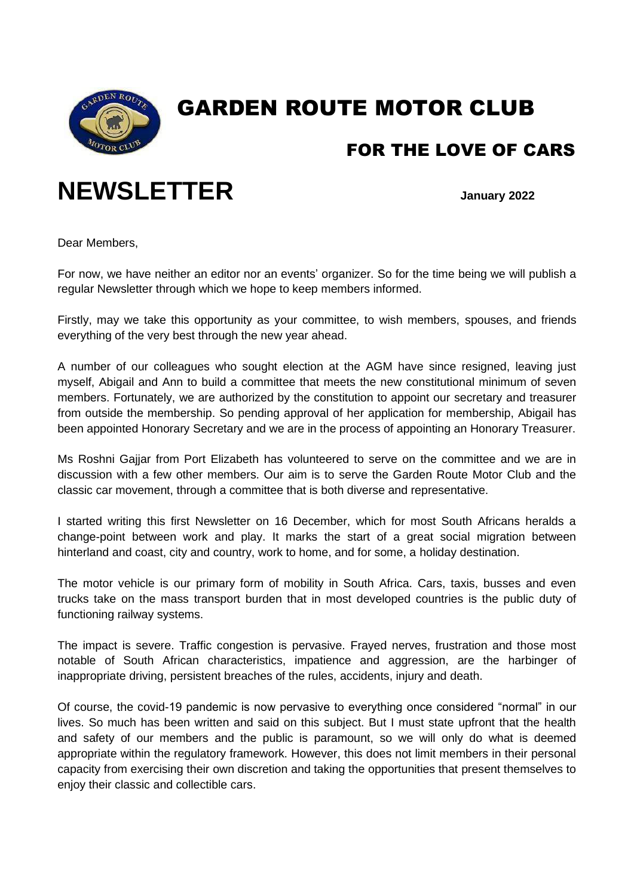# GARDEN ROUTE MOTOR CLUB

## FOR THE LOVE OF CARS

# NEWSLETTER

**January 2022**

Dear Members,

For now, we have neither an editor nor an events' organizer. So for the time being we will publish a regular Newsletter through which we hope to keep members informed.

Firstly, may we take this opportunity as your committee, to wish members, spouses, and friends everything of the very best through the new year ahead.

A number of our colleagues who sought election at the AGM have since resigned, leaving just myself, Abigail and Ann to build a committee that meets the new constitutional minimum of seven members. Fortunately, we are authorized by the constitution to appoint our secretary and treasurer from outside the membership. So pending approval of her application for membership, Abigail has been appointed Honorary Secretary and we are in the process of appointing an Honorary Treasurer.

Ms Roshni Gajjar from Port Elizabeth has volunteered to serve on the committee and we are in discussion with a few other members. Our aim is to serve the Garden Route Motor Club and the classic car movement, through a committee that is both diverse and representative.

I started writing this first Newsletter on 16 December, which for most South Africans heralds a change-point between work and play. It marks the start of a great social migration between hinterland and coast, city and country, work to home, and for some, a holiday destination.

The motor vehicle is our primary form of mobility in South Africa. Cars, taxis, busses and even trucks take on the mass transport burden that in most developed countries is the public duty of functioning railway systems.

The impact is severe. Traffic congestion is pervasive. Frayed nerves, frustration and those most notable of South African characteristics, impatience and aggression, are the harbinger of inappropriate driving, persistent breaches of the rules, accidents, injury and death.

Of course, the covid-19 pandemic is now pervasive to everything once considered "normal" in our lives. So much has been written and said on this subject. But I must state upfront that the health and safety of our members and the public is paramount, so we will only do what is deemed appropriate within the regulatory framework. However, this does not limit members in their personal capacity from exercising their own discretion and taking the opportunities that present themselves to enjoy their classic and collectible cars.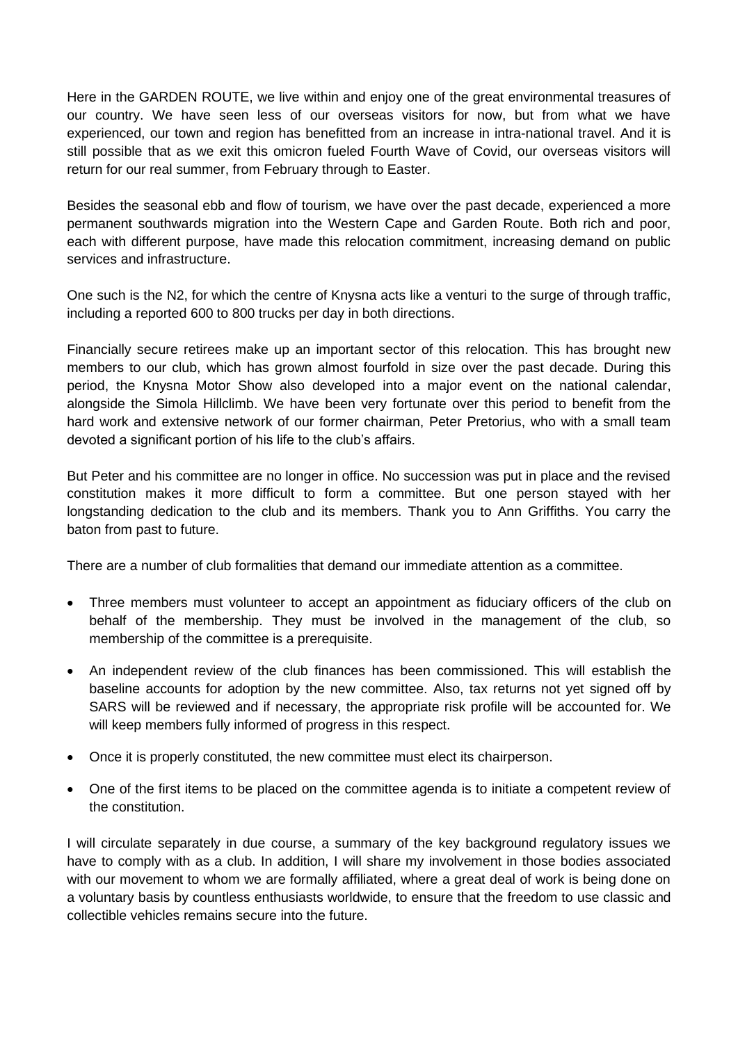Here in the GARDEN ROUTE, we live within and enjoy one of the great environmental treasures of our country. We have seen less of our overseas visitors for now, but from what we have experienced, our town and region has benefitted from an increase in intra-national travel. And it is still possible that as we exit this omicron fueled Fourth Wave of Covid, our overseas visitors will return for our real summer, from February through to Easter.

Besides the seasonal ebb and flow of tourism, we have over the past decade, experienced a more permanent southwards migration into the Western Cape and Garden Route. Both rich and poor, each with different purpose, have made this relocation commitment, increasing demand on public services and infrastructure.

One such is the N2, for which the centre of Knysna acts like a venturi to the surge of through traffic, including a reported 600 to 800 trucks per day in both directions.

Financially secure retirees make up an important sector of this relocation. This has brought new members to our club, which has grown almost fourfold in size over the past decade. During this period, the Knysna Motor Show also developed into a major event on the national calendar, alongside the Simola Hillclimb. We have been very fortunate over this period to benefit from the hard work and extensive network of our former chairman, Peter Pretorius, who with a small team devoted a significant portion of his life to the club's affairs.

But Peter and his committee are no longer in office. No succession was put in place and the revised constitution makes it more difficult to form a committee. But one person stayed with her longstanding dedication to the club and its members. Thank you to Ann Griffiths. You carry the baton from past to future.

There are a number of club formalities that demand our immediate attention as a committee.

- Three members must volunteer to accept an appointment as fiduciary officers of the club on behalf of the membership. They must be involved in the management of the club, so membership of the committee is a prerequisite.
- An independent review of the club finances has been commissioned. This will establish the baseline accounts for adoption by the new committee. Also, tax returns not yet signed off by SARS will be reviewed and if necessary, the appropriate risk profile will be accounted for. We will keep members fully informed of progress in this respect.
- Once it is properly constituted, the new committee must elect its chairperson.
- One of the first items to be placed on the committee agenda is to initiate a competent review of the constitution.

I will circulate separately in due course, a summary of the key background regulatory issues we have to comply with as a club. In addition, I will share my involvement in those bodies associated with our movement to whom we are formally affiliated, where a great deal of work is being done on a voluntary basis by countless enthusiasts worldwide, to ensure that the freedom to use classic and collectible vehicles remains secure into the future.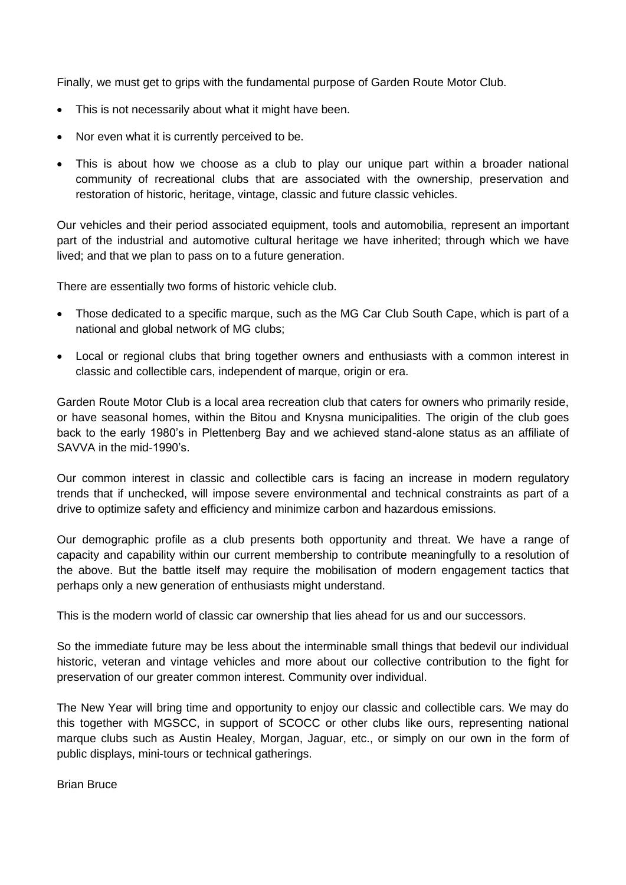Finally, we must get to grips with the fundamental purpose of Garden Route Motor Club.

- This is not necessarily about what it might have been.
- Nor even what it is currently perceived to be.
- This is about how we choose as a club to play our unique part within a broader national community of recreational clubs that are associated with the ownership, preservation and restoration of historic, heritage, vintage, classic and future classic vehicles.

Our vehicles and their period associated equipment, tools and automobilia, represent an important part of the industrial and automotive cultural heritage we have inherited; through which we have lived; and that we plan to pass on to a future generation.

There are essentially two forms of historic vehicle club.

- Those dedicated to a specific marque, such as the MG Car Club South Cape, which is part of a national and global network of MG clubs;
- Local or regional clubs that bring together owners and enthusiasts with a common interest in classic and collectible cars, independent of marque, origin or era.

Garden Route Motor Club is a local area recreation club that caters for owners who primarily reside, or have seasonal homes, within the Bitou and Knysna municipalities. The origin of the club goes back to the early 1980's in Plettenberg Bay and we achieved stand-alone status as an affiliate of SAVVA in the mid-1990's.

Our common interest in classic and collectible cars is facing an increase in modern regulatory trends that if unchecked, will impose severe environmental and technical constraints as part of a drive to optimize safety and efficiency and minimize carbon and hazardous emissions.

Our demographic profile as a club presents both opportunity and threat. We have a range of capacity and capability within our current membership to contribute meaningfully to a resolution of the above. But the battle itself may require the mobilisation of modern engagement tactics that perhaps only a new generation of enthusiasts might understand.

This is the modern world of classic car ownership that lies ahead for us and our successors.

So the immediate future may be less about the interminable small things that bedevil our individual historic, veteran and vintage vehicles and more about our collective contribution to the fight for preservation of our greater common interest. Community over individual.

The New Year will bring time and opportunity to enjoy our classic and collectible cars. We may do this together with MGSCC, in support of SCOCC or other clubs like ours, representing national marque clubs such as Austin Healey, Morgan, Jaguar, etc., or simply on our own in the form of public displays, mini-tours or technical gatherings.

Brian Bruce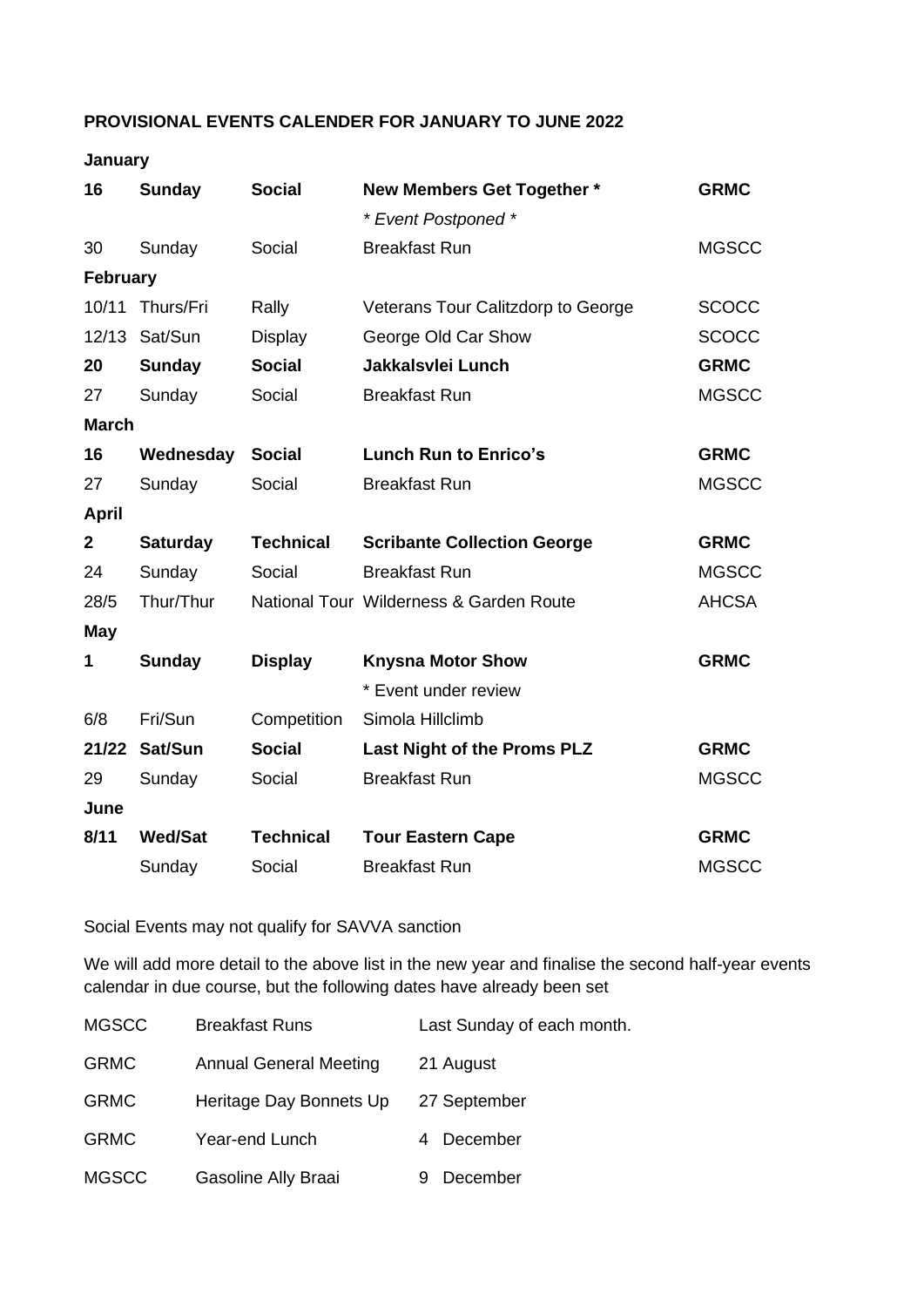**PROVISIONAL EVENTS CALENDER FOR JANUARY TO JUNE 2022**

| | | | | |
|---|---|---|---|---|
| **January** | | | | |
| **16** | **Sunday** | **Social** | **New Members Get Together *** | **GRMC** |
| | | | *\* Event Postponed \** | |
| 30 | Sunday | Social | Breakfast Run | MGSCC |
| **February** | | | | |
| 10/11 | Thurs/Fri | Rally | Veterans Tour Calitzdorp to George | SCOCC |
| 12/13 | Sat/Sun | Display | George Old Car Show | SCOCC |
| **20** | **Sunday** | **Social** | **Jakkalsvlei Lunch** | **GRMC** |
| 27 | Sunday | Social | Breakfast Run | MGSCC |
| **March** | | | | |
| **16** | **Wednesday** | **Social** | **Lunch Run to Enrico's** | **GRMC** |
| 27 | Sunday | Social | Breakfast Run | MGSCC |
| **April** | | | | |
| **2** | **Saturday** | **Technical** | **Scribante Collection George** | **GRMC** |
| 24 | Sunday | Social | Breakfast Run | MGSCC |
| 28/5 | Thur/Thur | National Tour | Wilderness & Garden Route | AHCSA |
| **May** | | | | |
| **1** | **Sunday** | **Display** | **Knysna Motor Show** | **GRMC** |
| | | | * Event under review | |
| 6/8 | Fri/Sun | Competition | Simola Hillclimb | |
| **21/22** | **Sat/Sun** | **Social** | **Last Night of the Proms PLZ** | **GRMC** |
| 29 | Sunday | Social | Breakfast Run | MGSCC |
| **June** | | | | |
| **8/11** | **Wed/Sat** | **Technical** | **Tour Eastern Cape** | **GRMC** |
| | Sunday | Social | Breakfast Run | MGSCC |

Social Events may not qualify for SAVVA sanction

We will add more detail to the above list in the new year and finalise the second half-year events calendar in due course, but the following dates have already been set

| | | |
|---|---|---|
| MGSCC | Breakfast Runs | Last Sunday of each month. |
| GRMC | Annual General Meeting | 21 August |
| GRMC | Heritage Day Bonnets Up | 27 September |
| GRMC | Year-end Lunch | 4 December |
| MGSCC | Gasoline Ally Braai | 9 December |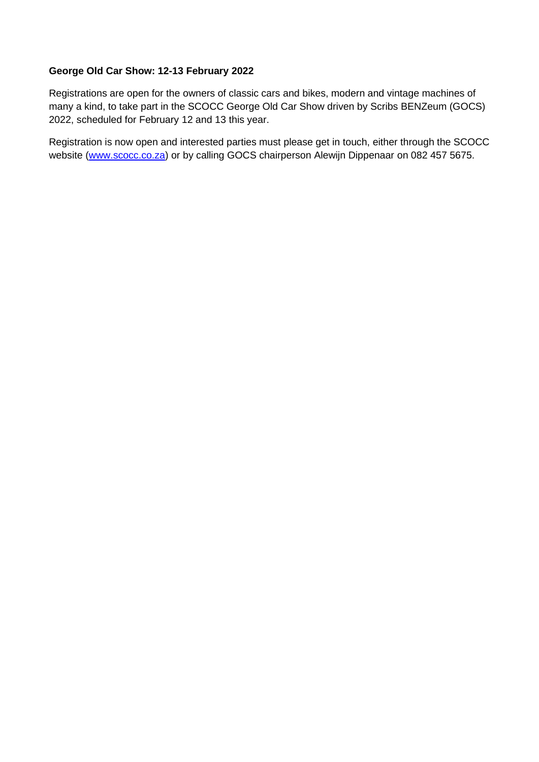**George Old Car Show: 12-13 February 2022**

Registrations are open for the owners of classic cars and bikes, modern and vintage machines of many a kind, to take part in the SCOCC George Old Car Show driven by Scribs BENZeum (GOCS) 2022, scheduled for February 12 and 13 this year.

Registration is now open and interested parties must please get in touch, either through the SCOCC website ([www.scocc.co.za](http://www.scocc.co.za)) or by calling GOCS chairperson Alewijn Dippenaar on 082 457 5675.